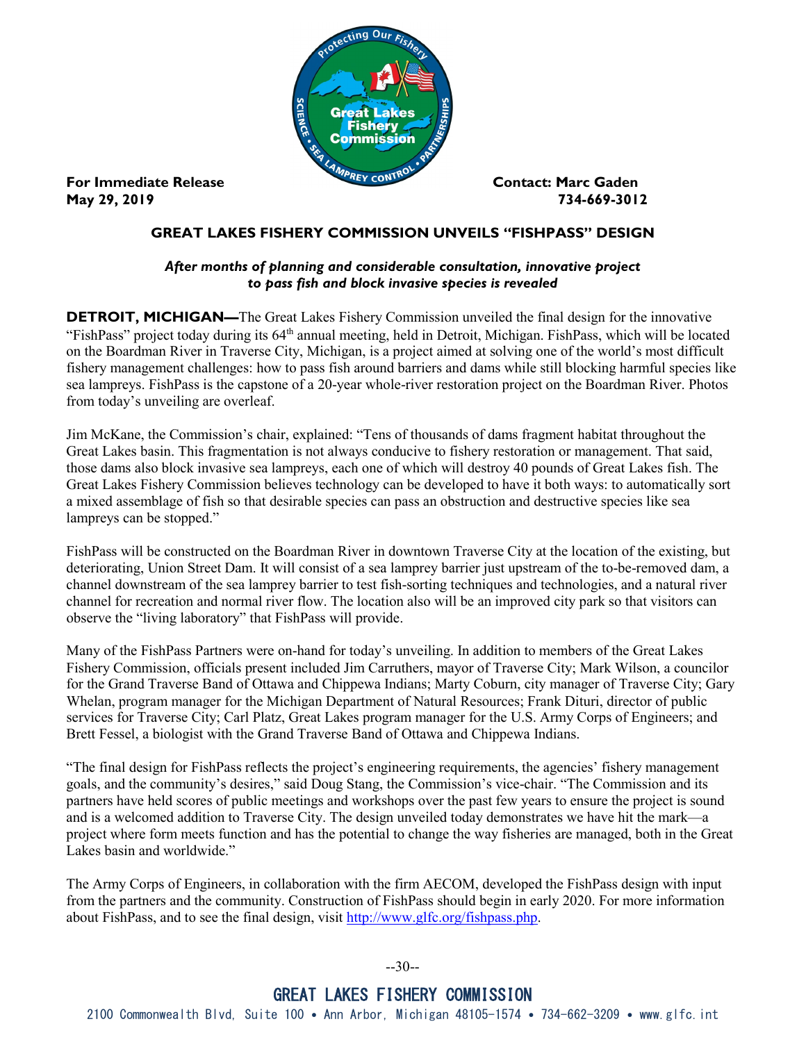**For Immediate Release**
**May 29, 2019**

**Contact: Marc Gaden**
**734-669-3012**

## GREAT LAKES FISHERY COMMISSION UNVEILS "FISHPASS" DESIGN

***After months of planning and considerable consultation, innovative project to pass fish and block invasive species is revealed***

**DETROIT, MICHIGAN—**The Great Lakes Fishery Commission unveiled the final design for the innovative "FishPass" project today during its 64th annual meeting, held in Detroit, Michigan. FishPass, which will be located on the Boardman River in Traverse City, Michigan, is a project aimed at solving one of the world's most difficult fishery management challenges: how to pass fish around barriers and dams while still blocking harmful species like sea lampreys. FishPass is the capstone of a 20-year whole-river restoration project on the Boardman River. Photos from today's unveiling are overleaf.

Jim McKane, the Commission's chair, explained: "Tens of thousands of dams fragment habitat throughout the Great Lakes basin. This fragmentation is not always conducive to fishery restoration or management. That said, those dams also block invasive sea lampreys, each one of which will destroy 40 pounds of Great Lakes fish. The Great Lakes Fishery Commission believes technology can be developed to have it both ways: to automatically sort a mixed assemblage of fish so that desirable species can pass an obstruction and destructive species like sea lampreys can be stopped."

FishPass will be constructed on the Boardman River in downtown Traverse City at the location of the existing, but deteriorating, Union Street Dam. It will consist of a sea lamprey barrier just upstream of the to-be-removed dam, a channel downstream of the sea lamprey barrier to test fish-sorting techniques and technologies, and a natural river channel for recreation and normal river flow. The location also will be an improved city park so that visitors can observe the "living laboratory" that FishPass will provide.

Many of the FishPass Partners were on-hand for today's unveiling. In addition to members of the Great Lakes Fishery Commission, officials present included Jim Carruthers, mayor of Traverse City; Mark Wilson, a councilor for the Grand Traverse Band of Ottawa and Chippewa Indians; Marty Coburn, city manager of Traverse City; Gary Whelan, program manager for the Michigan Department of Natural Resources; Frank Dituri, director of public services for Traverse City; Carl Platz, Great Lakes program manager for the U.S. Army Corps of Engineers; and Brett Fessel, a biologist with the Grand Traverse Band of Ottawa and Chippewa Indians.

"The final design for FishPass reflects the project's engineering requirements, the agencies' fishery management goals, and the community's desires," said Doug Stang, the Commission's vice-chair. "The Commission and its partners have held scores of public meetings and workshops over the past few years to ensure the project is sound and is a welcomed addition to Traverse City. The design unveiled today demonstrates we have hit the mark—a project where form meets function and has the potential to change the way fisheries are managed, both in the Great Lakes basin and worldwide."

The Army Corps of Engineers, in collaboration with the firm AECOM, developed the FishPass design with input from the partners and the community. Construction of FishPass should begin in early 2020. For more information about FishPass, and to see the final design, visit http://www.glfc.org/fishpass.php.

--30--

**GREAT LAKES FISHERY COMMISSION**
2100 Commonwealth Blvd, Suite 100 • Ann Arbor, Michigan 48105-1574 • 734-662-3209 • www.glfc.int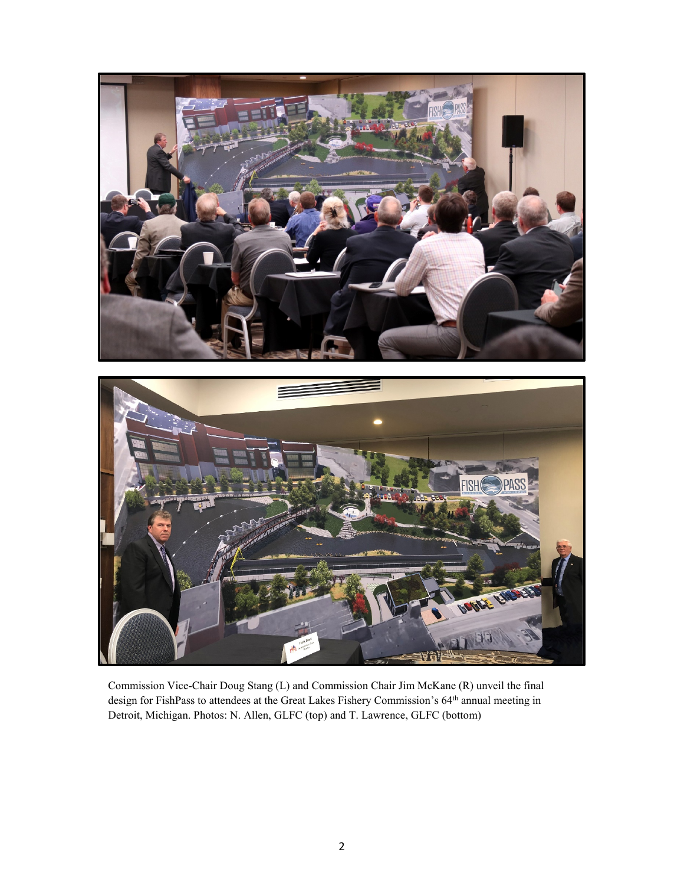Commission Vice-Chair Doug Stang (L) and Commission Chair Jim McKane (R) unveil the final design for FishPass to attendees at the Great Lakes Fishery Commission's 64th annual meeting in Detroit, Michigan. Photos: N. Allen, GLFC (top) and T. Lawrence, GLFC (bottom)